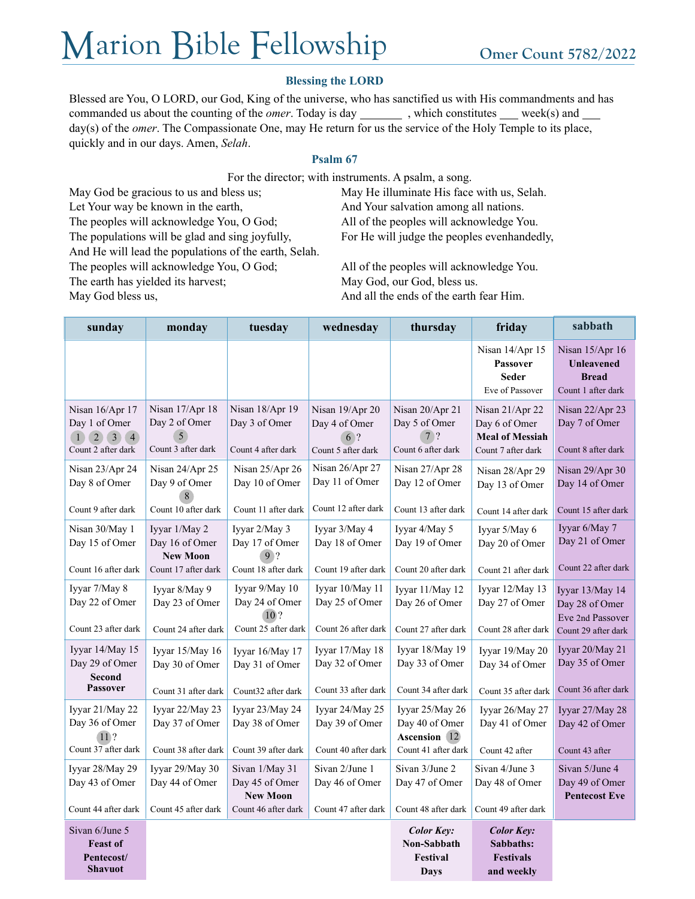# Marion Bible Fellowship

**Omer Count 5782/2022**

### Blessing the LORD

Blessed are You, O LORD, our God, King of the universe, who has sanctified us with His commandments and has commanded us about the counting of the *omer*. Today is day _______ , which constitutes ___ week(s) and ___ day(s) of the *omer*. The Compassionate One, may He return for us the service of the Holy Temple to its place, quickly and in our days. Amen, *Selah*.

### Psalm 67

For the director; with instruments. A psalm, a song.

May God be gracious to us and bless us;
May He illuminate His face with us, Selah.
Let Your way be known in the earth,
And Your salvation among all nations.
The peoples will acknowledge You, O God;
All of the peoples will acknowledge You.
The populations will be glad and sing joyfully,
For He will judge the peoples evenhandedly,
And He will lead the populations of the earth, Selah.
The peoples will acknowledge You, O God;
All of the peoples will acknowledge You.
The earth has yielded its harvest;
May God, our God, bless us.
May God bless us,
And all the ends of the earth fear Him.

| sunday | monday | tuesday | wednesday | thursday | friday | sabbath |
|---|---|---|---|---|---|---|
| | | | | | Nisan 14/Apr 15 **Passover Seder** Eve of Passover | Nisan 15/Apr 16 **Unleavened Bread** Count 1 after dark |
| Nisan 16/Apr 17 Day 1 of Omer (1) (2) (3) (4) Count 2 after dark | Nisan 17/Apr 18 Day 2 of Omer (5) Count 3 after dark | Nisan 18/Apr 19 Day 3 of Omer Count 4 after dark | Nisan 19/Apr 20 Day 4 of Omer (6)? Count 5 after dark | Nisan 20/Apr 21 Day 5 of Omer (7)? Count 6 after dark | Nisan 21/Apr 22 Day 6 of Omer **Meal of Messiah** Count 7 after dark | Nisan 22/Apr 23 Day 7 of Omer Count 8 after dark |
| Nisan 23/Apr 24 Day 8 of Omer Count 9 after dark | Nisan 24/Apr 25 Day 9 of Omer (8) Count 10 after dark | Nisan 25/Apr 26 Day 10 of Omer Count 11 after dark | Nisan 26/Apr 27 Day 11 of Omer Count 12 after dark | Nisan 27/Apr 28 Day 12 of Omer Count 13 after dark | Nisan 28/Apr 29 Day 13 of Omer Count 14 after dark | Nisan 29/Apr 30 Day 14 of Omer Count 15 after dark |
| Nisan 30/May 1 Day 15 of Omer Count 16 after dark | Iyyar 1/May 2 Day 16 of Omer **New Moon** Count 17 after dark | Iyyar 2/May 3 Day 17 of Omer (9)? Count 18 after dark | Iyyar 3/May 4 Day 18 of Omer Count 19 after dark | Iyyar 4/May 5 Day 19 of Omer Count 20 after dark | Iyyar 5/May 6 Day 20 of Omer Count 21 after dark | Iyyar 6/May 7 Day 21 of Omer Count 22 after dark |
| Iyyar 7/May 8 Day 22 of Omer Count 23 after dark | Iyyar 8/May 9 Day 23 of Omer Count 24 after dark | Iyyar 9/May 10 Day 24 of Omer (10)? Count 25 after dark | Iyyar 10/May 11 Day 25 of Omer Count 26 after dark | Iyyar 11/May 12 Day 26 of Omer Count 27 after dark | Iyyar 12/May 13 Day 27 of Omer Count 28 after dark | Iyyar 13/May 14 Day 28 of Omer Eve 2nd Passover Count 29 after dark |
| Iyyar 14/May 15 Day 29 of Omer **Second Passover** | Iyyar 15/May 16 Day 30 of Omer Count 31 after dark | Iyyar 16/May 17 Day 31 of Omer Count32 after dark | Iyyar 17/May 18 Day 32 of Omer Count 33 after dark | Iyyar 18/May 19 Day 33 of Omer Count 34 after dark | Iyyar 19/May 20 Day 34 of Omer Count 35 after dark | Iyyar 20/May 21 Day 35 of Omer Count 36 after dark |
| Iyyar 21/May 22 Day 36 of Omer (11)? Count 37 after dark | Iyyar 22/May 23 Day 37 of Omer Count 38 after dark | Iyyar 23/May 24 Day 38 of Omer Count 39 after dark | Iyyar 24/May 25 Day 39 of Omer Count 40 after dark | Iyyar 25/May 26 Day 40 of Omer **Ascension** (12) Count 41 after dark | Iyyar 26/May 27 Day 41 of Omer Count 42 after | Iyyar 27/May 28 Day 42 of Omer Count 43 after |
| Iyyar 28/May 29 Day 43 of Omer Count 44 after dark | Iyyar 29/May 30 Day 44 of Omer Count 45 after dark | Sivan 1/May 31 Day 45 of Omer **New Moon** Count 46 after dark | Sivan 2/June 1 Day 46 of Omer Count 47 after dark | Sivan 3/June 2 Day 47 of Omer Count 48 after dark | Sivan 4/June 3 Day 48 of Omer Count 49 after dark | Sivan 5/June 4 Day 49 of Omer **Pentecost Eve** |
| Sivan 6/June 5 **Feast of Pentecost/ Shavuot** | | | | ***Color Key:*** **Non-Sabbath Festival Days** | ***Color Key:*** **Sabbaths: Festivals and weekly** | |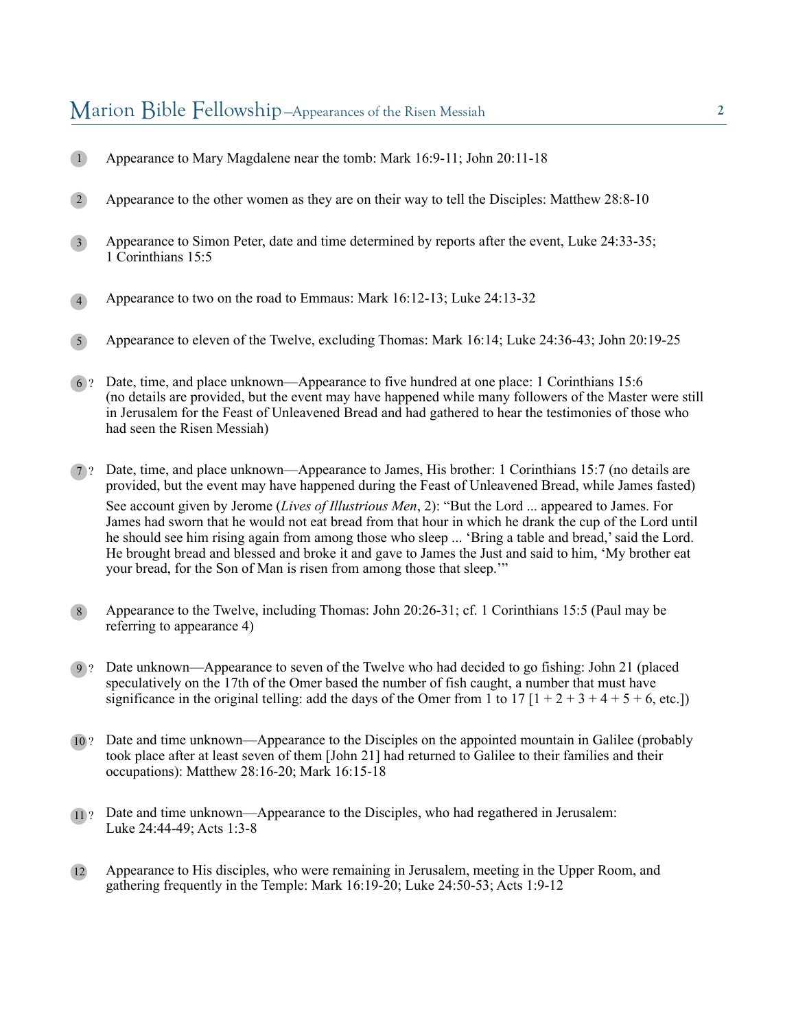1. Appearance to Mary Magdalene near the tomb: Mark 16:9-11; John 20:11-18

2. Appearance to the other women as they are on their way to tell the Disciples: Matthew 28:8-10

3. Appearance to Simon Peter, date and time determined by reports after the event, Luke 24:33-35; 1 Corinthians 15:5

4. Appearance to two on the road to Emmaus: Mark 16:12-13; Luke 24:13-32

5. Appearance to eleven of the Twelve, excluding Thomas: Mark 16:14; Luke 24:36-43; John 20:19-25

6. ? Date, time, and place unknown—Appearance to five hundred at one place: 1 Corinthians 15:6 (no details are provided, but the event may have happened while many followers of the Master were still in Jerusalem for the Feast of Unleavened Bread and had gathered to hear the testimonies of those who had seen the Risen Messiah)

7. ? Date, time, and place unknown—Appearance to James, His brother: 1 Corinthians 15:7 (no details are provided, but the event may have happened during the Feast of Unleavened Bread, while James fasted)

   See account given by Jerome (*Lives of Illustrious Men*, 2): "But the Lord ... appeared to James. For James had sworn that he would not eat bread from that hour in which he drank the cup of the Lord until he should see him rising again from among those who sleep ... 'Bring a table and bread,' said the Lord. He brought bread and blessed and broke it and gave to James the Just and said to him, 'My brother eat your bread, for the Son of Man is risen from among those that sleep.'"

8. Appearance to the Twelve, including Thomas: John 20:26-31; cf. 1 Corinthians 15:5 (Paul may be referring to appearance 4)

9. ? Date unknown—Appearance to seven of the Twelve who had decided to go fishing: John 21 (placed speculatively on the 17th of the Omer based the number of fish caught, a number that must have significance in the original telling: add the days of the Omer from 1 to 17 [1 + 2 + 3 + 4 + 5 + 6, etc.])

10. ? Date and time unknown—Appearance to the Disciples on the appointed mountain in Galilee (probably took place after at least seven of them [John 21] had returned to Galilee to their families and their occupations): Matthew 28:16-20; Mark 16:15-18

11. ? Date and time unknown—Appearance to the Disciples, who had regathered in Jerusalem: Luke 24:44-49; Acts 1:3-8

12. Appearance to His disciples, who were remaining in Jerusalem, meeting in the Upper Room, and gathering frequently in the Temple: Mark 16:19-20; Luke 24:50-53; Acts 1:9-12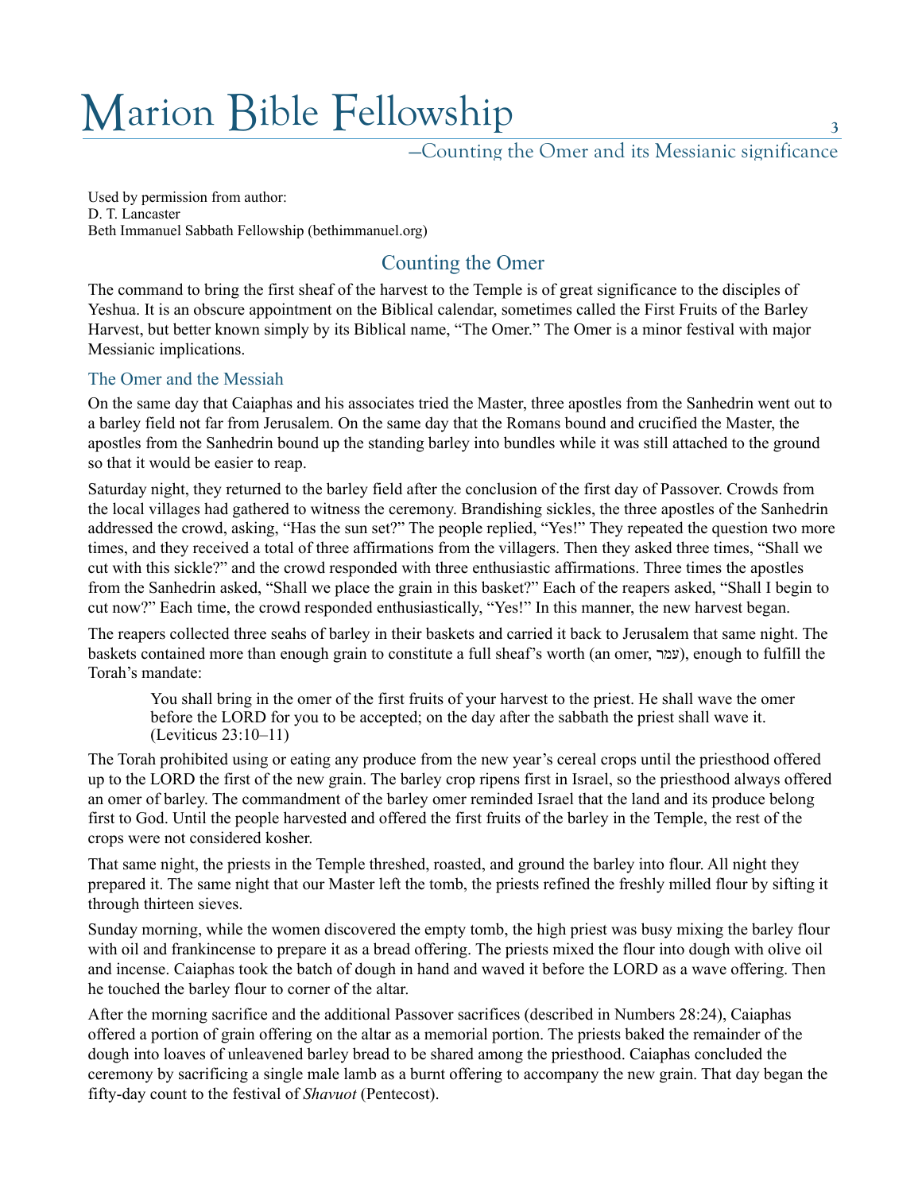Used by permission from author:
D. T. Lancaster
Beth Immanuel Sabbath Fellowship (bethimmanuel.org)

## Counting the Omer

The command to bring the first sheaf of the harvest to the Temple is of great significance to the disciples of Yeshua. It is an obscure appointment on the Biblical calendar, sometimes called the First Fruits of the Barley Harvest, but better known simply by its Biblical name, “The Omer.” The Omer is a minor festival with major Messianic implications.

### The Omer and the Messiah

On the same day that Caiaphas and his associates tried the Master, three apostles from the Sanhedrin went out to a barley field not far from Jerusalem. On the same day that the Romans bound and crucified the Master, the apostles from the Sanhedrin bound up the standing barley into bundles while it was still attached to the ground so that it would be easier to reap.

Saturday night, they returned to the barley field after the conclusion of the first day of Passover. Crowds from the local villages had gathered to witness the ceremony. Brandishing sickles, the three apostles of the Sanhedrin addressed the crowd, asking, “Has the sun set?” The people replied, “Yes!” They repeated the question two more times, and they received a total of three affirmations from the villagers. Then they asked three times, “Shall we cut with this sickle?” and the crowd responded with three enthusiastic affirmations. Three times the apostles from the Sanhedrin asked, “Shall we place the grain in this basket?” Each of the reapers asked, “Shall I begin to cut now?” Each time, the crowd responded enthusiastically, “Yes!” In this manner, the new harvest began.

The reapers collected three seahs of barley in their baskets and carried it back to Jerusalem that same night. The baskets contained more than enough grain to constitute a full sheaf’s worth (an omer, עמר), enough to fulfill the Torah’s mandate:

> You shall bring in the omer of the first fruits of your harvest to the priest. He shall wave the omer before the LORD for you to be accepted; on the day after the sabbath the priest shall wave it. (Leviticus 23:10–11)

The Torah prohibited using or eating any produce from the new year’s cereal crops until the priesthood offered up to the LORD the first of the new grain. The barley crop ripens first in Israel, so the priesthood always offered an omer of barley. The commandment of the barley omer reminded Israel that the land and its produce belong first to God. Until the people harvested and offered the first fruits of the barley in the Temple, the rest of the crops were not considered kosher.

That same night, the priests in the Temple threshed, roasted, and ground the barley into flour. All night they prepared it. The same night that our Master left the tomb, the priests refined the freshly milled flour by sifting it through thirteen sieves.

Sunday morning, while the women discovered the empty tomb, the high priest was busy mixing the barley flour with oil and frankincense to prepare it as a bread offering. The priests mixed the flour into dough with olive oil and incense. Caiaphas took the batch of dough in hand and waved it before the LORD as a wave offering. Then he touched the barley flour to corner of the altar.

After the morning sacrifice and the additional Passover sacrifices (described in Numbers 28:24), Caiaphas offered a portion of grain offering on the altar as a memorial portion. The priests baked the remainder of the dough into loaves of unleavened barley bread to be shared among the priesthood. Caiaphas concluded the ceremony by sacrificing a single male lamb as a burnt offering to accompany the new grain. That day began the fifty-day count to the festival of *Shavuot* (Pentecost).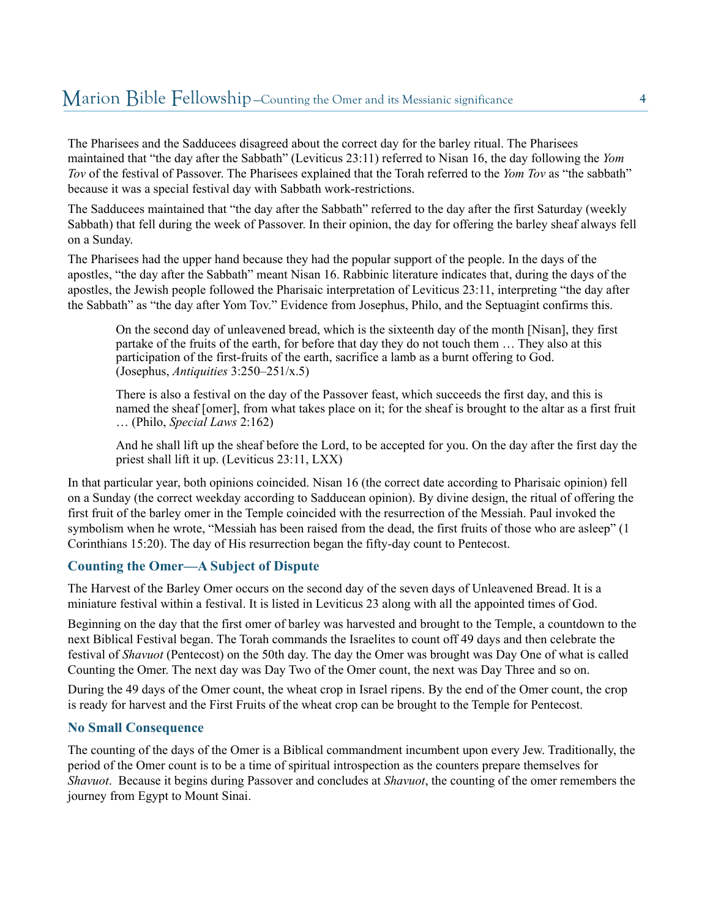The Pharisees and the Sadducees disagreed about the correct day for the barley ritual. The Pharisees maintained that "the day after the Sabbath" (Leviticus 23:11) referred to Nisan 16, the day following the *Yom Tov* of the festival of Passover. The Pharisees explained that the Torah referred to the *Yom Tov* as "the sabbath" because it was a special festival day with Sabbath work-restrictions.

The Sadducees maintained that "the day after the Sabbath" referred to the day after the first Saturday (weekly Sabbath) that fell during the week of Passover. In their opinion, the day for offering the barley sheaf always fell on a Sunday.

The Pharisees had the upper hand because they had the popular support of the people. In the days of the apostles, "the day after the Sabbath" meant Nisan 16. Rabbinic literature indicates that, during the days of the apostles, the Jewish people followed the Pharisaic interpretation of Leviticus 23:11, interpreting "the day after the Sabbath" as "the day after Yom Tov." Evidence from Josephus, Philo, and the Septuagint confirms this.

> On the second day of unleavened bread, which is the sixteenth day of the month [Nisan], they first partake of the fruits of the earth, for before that day they do not touch them … They also at this participation of the first-fruits of the earth, sacrifice a lamb as a burnt offering to God. (Josephus, *Antiquities* 3:250–251/x.5)

> There is also a festival on the day of the Passover feast, which succeeds the first day, and this is named the sheaf [omer], from what takes place on it; for the sheaf is brought to the altar as a first fruit … (Philo, *Special Laws* 2:162)

> And he shall lift up the sheaf before the Lord, to be accepted for you. On the day after the first day the priest shall lift it up. (Leviticus 23:11, LXX)

In that particular year, both opinions coincided. Nisan 16 (the correct date according to Pharisaic opinion) fell on a Sunday (the correct weekday according to Sadducean opinion). By divine design, the ritual of offering the first fruit of the barley omer in the Temple coincided with the resurrection of the Messiah. Paul invoked the symbolism when he wrote, "Messiah has been raised from the dead, the first fruits of those who are asleep" (1 Corinthians 15:20). The day of His resurrection began the fifty-day count to Pentecost.

## Counting the Omer—A Subject of Dispute

The Harvest of the Barley Omer occurs on the second day of the seven days of Unleavened Bread. It is a miniature festival within a festival. It is listed in Leviticus 23 along with all the appointed times of God.

Beginning on the day that the first omer of barley was harvested and brought to the Temple, a countdown to the next Biblical Festival began. The Torah commands the Israelites to count off 49 days and then celebrate the festival of *Shavuot* (Pentecost) on the 50th day. The day the Omer was brought was Day One of what is called Counting the Omer. The next day was Day Two of the Omer count, the next was Day Three and so on.

During the 49 days of the Omer count, the wheat crop in Israel ripens. By the end of the Omer count, the crop is ready for harvest and the First Fruits of the wheat crop can be brought to the Temple for Pentecost.

## No Small Consequence

The counting of the days of the Omer is a Biblical commandment incumbent upon every Jew. Traditionally, the period of the Omer count is to be a time of spiritual introspection as the counters prepare themselves for *Shavuot*. Because it begins during Passover and concludes at *Shavuot*, the counting of the omer remembers the journey from Egypt to Mount Sinai.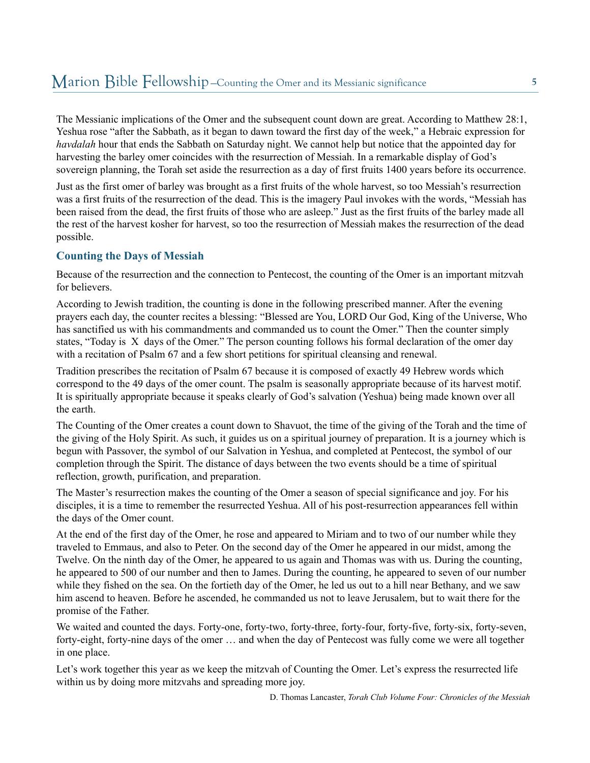The Messianic implications of the Omer and the subsequent count down are great. According to Matthew 28:1, Yeshua rose "after the Sabbath, as it began to dawn toward the first day of the week," a Hebraic expression for *havdalah* hour that ends the Sabbath on Saturday night. We cannot help but notice that the appointed day for harvesting the barley omer coincides with the resurrection of Messiah. In a remarkable display of God's sovereign planning, the Torah set aside the resurrection as a day of first fruits 1400 years before its occurrence.

Just as the first omer of barley was brought as a first fruits of the whole harvest, so too Messiah's resurrection was a first fruits of the resurrection of the dead. This is the imagery Paul invokes with the words, "Messiah has been raised from the dead, the first fruits of those who are asleep." Just as the first fruits of the barley made all the rest of the harvest kosher for harvest, so too the resurrection of Messiah makes the resurrection of the dead possible.

### Counting the Days of Messiah

Because of the resurrection and the connection to Pentecost, the counting of the Omer is an important mitzvah for believers.

According to Jewish tradition, the counting is done in the following prescribed manner. After the evening prayers each day, the counter recites a blessing: "Blessed are You, LORD Our God, King of the Universe, Who has sanctified us with his commandments and commanded us to count the Omer." Then the counter simply states, "Today is X days of the Omer." The person counting follows his formal declaration of the omer day with a recitation of Psalm 67 and a few short petitions for spiritual cleansing and renewal.

Tradition prescribes the recitation of Psalm 67 because it is composed of exactly 49 Hebrew words which correspond to the 49 days of the omer count. The psalm is seasonally appropriate because of its harvest motif. It is spiritually appropriate because it speaks clearly of God's salvation (Yeshua) being made known over all the earth.

The Counting of the Omer creates a count down to Shavuot, the time of the giving of the Torah and the time of the giving of the Holy Spirit. As such, it guides us on a spiritual journey of preparation. It is a journey which is begun with Passover, the symbol of our Salvation in Yeshua, and completed at Pentecost, the symbol of our completion through the Spirit. The distance of days between the two events should be a time of spiritual reflection, growth, purification, and preparation.

The Master's resurrection makes the counting of the Omer a season of special significance and joy. For his disciples, it is a time to remember the resurrected Yeshua. All of his post-resurrection appearances fell within the days of the Omer count.

At the end of the first day of the Omer, he rose and appeared to Miriam and to two of our number while they traveled to Emmaus, and also to Peter. On the second day of the Omer he appeared in our midst, among the Twelve. On the ninth day of the Omer, he appeared to us again and Thomas was with us. During the counting, he appeared to 500 of our number and then to James. During the counting, he appeared to seven of our number while they fished on the sea. On the fortieth day of the Omer, he led us out to a hill near Bethany, and we saw him ascend to heaven. Before he ascended, he commanded us not to leave Jerusalem, but to wait there for the promise of the Father.

We waited and counted the days. Forty-one, forty-two, forty-three, forty-four, forty-five, forty-six, forty-seven, forty-eight, forty-nine days of the omer … and when the day of Pentecost was fully come we were all together in one place.

Let's work together this year as we keep the mitzvah of Counting the Omer. Let's express the resurrected life within us by doing more mitzvahs and spreading more joy.

D. Thomas Lancaster, *Torah Club Volume Four: Chronicles of the Messiah*